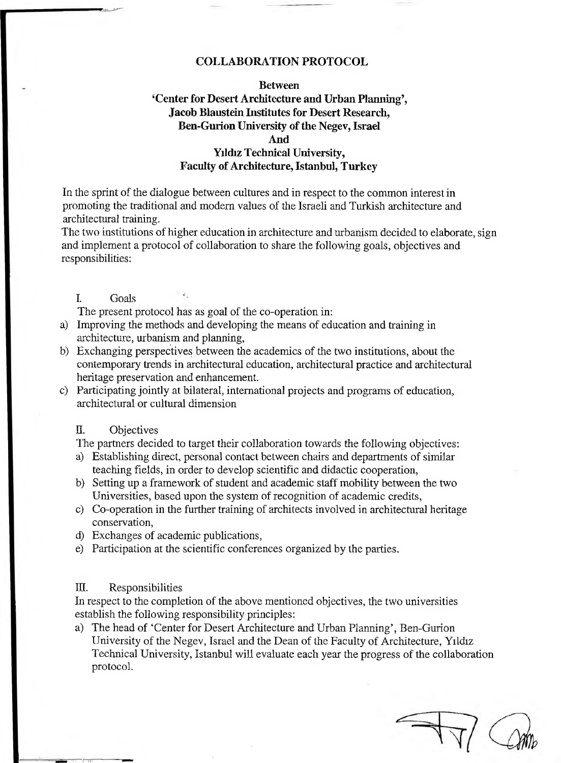# COLLABORATION PROTOCOL

**Between**
**'Center for Desert Architecture and Urban Planning',**
**Jacob Blaustein Institutes for Desert Research,**
**Ben-Gurion University of the Negev, Israel**
**And**
**Yıldız Technical University,**
**Faculty of Architecture, Istanbul, Turkey**

In the sprint of the dialogue between cultures and in respect to the common interest in promoting the traditional and modern values of the Israeli and Turkish architecture and architectural training.
The two institutions of higher education in architecture and urbanism decided to elaborate, sign and implement a protocol of collaboration to share the following goals, objectives and responsibilities:

## I. Goals

The present protocol has as goal of the co-operation in:

a) Improving the methods and developing the means of education and training in architecture, urbanism and planning,
b) Exchanging perspectives between the academics of the two institutions, about the contemporary trends in architectural education, architectural practice and architectural heritage preservation and enhancement.
c) Participating jointly at bilateral, international projects and programs of education, architectural or cultural dimension

## II. Objectives

The partners decided to target their collaboration towards the following objectives:

a) Establishing direct, personal contact between chairs and departments of similar teaching fields, in order to develop scientific and didactic cooperation,
b) Setting up a framework of student and academic staff mobility between the two Universities, based upon the system of recognition of academic credits,
c) Co-operation in the further training of architects involved in architectural heritage conservation,
d) Exchanges of academic publications,
e) Participation at the scientific conferences organized by the parties.

## III. Responsibilities

In respect to the completion of the above mentioned objectives, the two universities establish the following responsibility principles:

a) The head of 'Center for Desert Architecture and Urban Planning', Ben-Gurion University of the Negev, Israel and the Dean of the Faculty of Architecture, Yıldız Technical University, Istanbul will evaluate each year the progress of the collaboration protocol.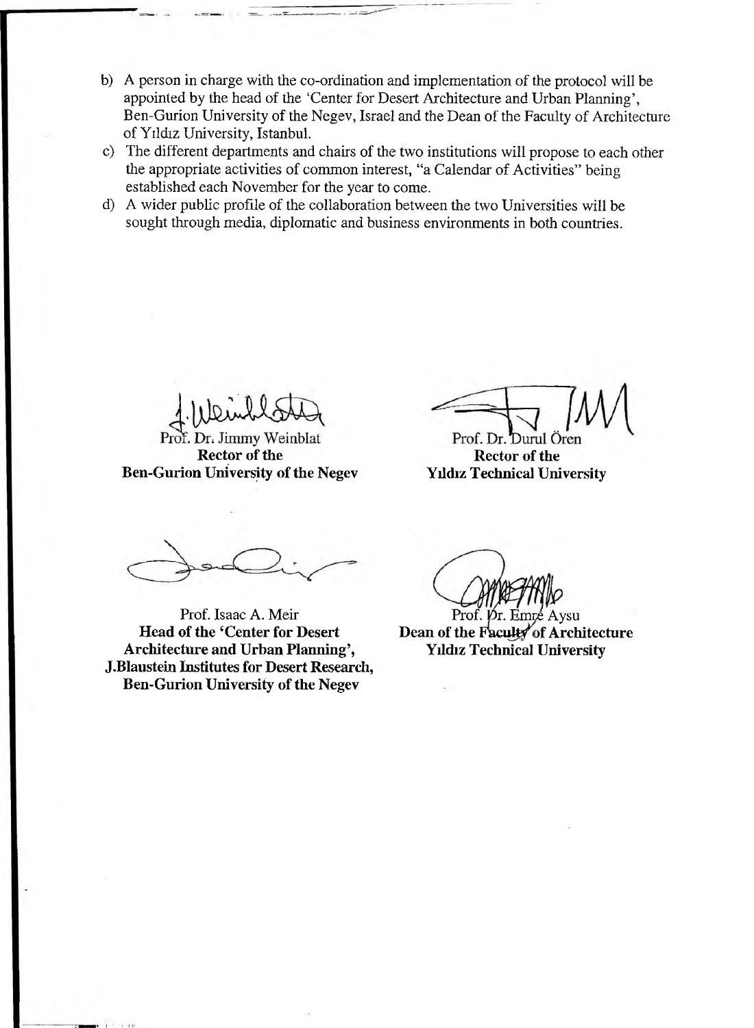b) A person in charge with the co-ordination and implementation of the protocol will be appointed by the head of the 'Center for Desert Architecture and Urban Planning', Ben-Gurion University of the Negev, Israel and the Dean of the Faculty of Architecture of Yıldız University, Istanbul.

c) The different departments and chairs of the two institutions will propose to each other the appropriate activities of common interest, "a Calendar of Activities" being established each November for the year to come.

d) A wider public profile of the collaboration between the two Universities will be sought through media, diplomatic and business environments in both countries.

Prof. Dr. Jimmy Weinblat
**Rector of the**
**Ben-Gurion University of the Negev**

Prof. Dr. Durul Ören
**Rector of the**
**Yıldız Technical University**

Prof. Isaac A. Meir
**Head of the 'Center for Desert Architecture and Urban Planning',**
**J.Blaustein Institutes for Desert Research,**
**Ben-Gurion University of the Negev**

Prof. Dr. Emre Aysu
**Dean of the Faculty of Architecture**
**Yıldız Technical University**